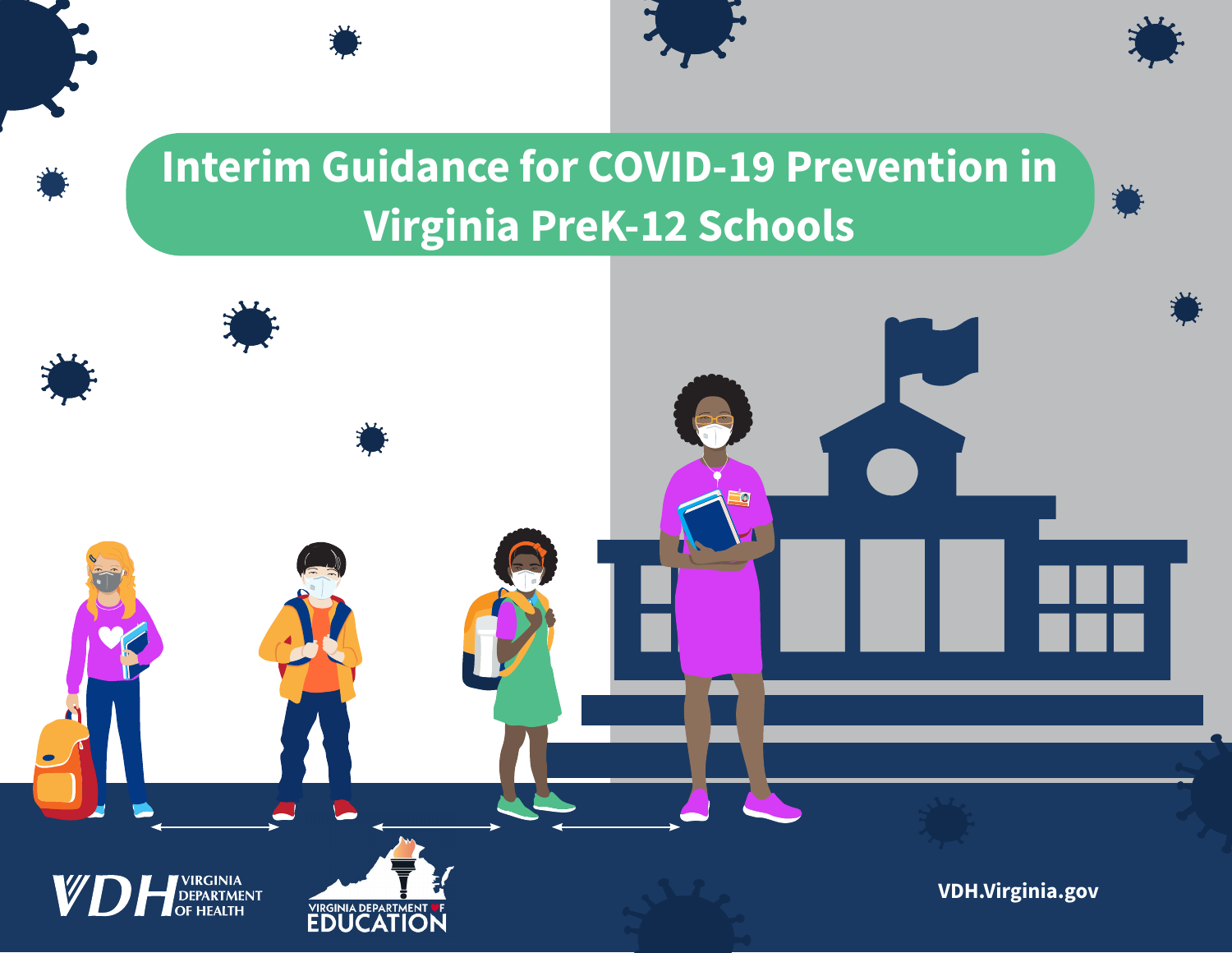# Interim Guidance for COVID-19 Prevention in Virginia PreK-12 Schools

VDH VIRGINIA DEPARTMENT OF HEALTH

VIRGINIA DEPARTMENT OF EDUCATION

VDH.Virginia.gov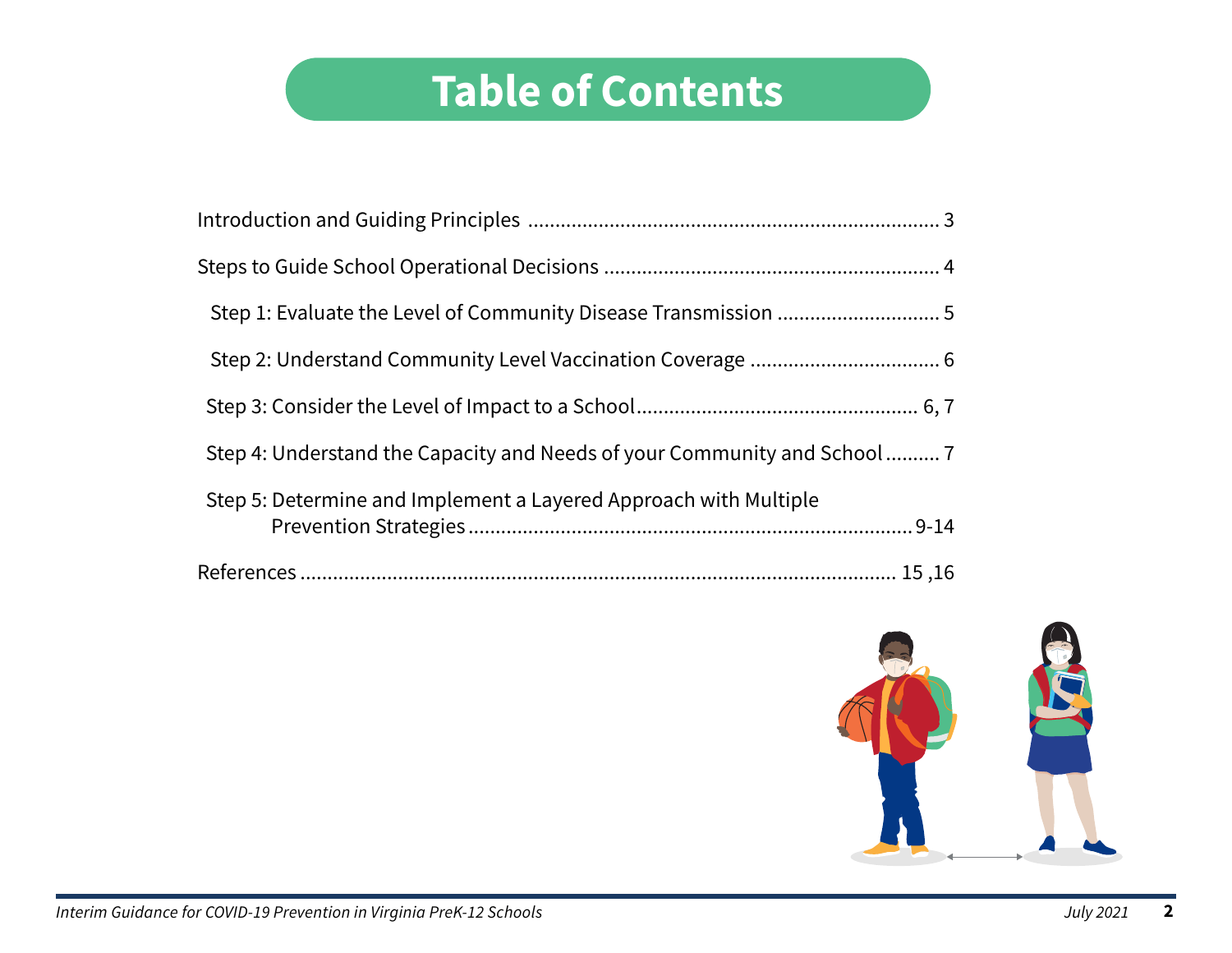# Table of Contents

Introduction and Guiding Principles ........................................................................ 3

Steps to Guide School Operational Decisions ........................................................... 4

- Step 1: Evaluate the Level of Community Disease Transmission ............................ 5
- Step 2: Understand Community Level Vaccination Coverage ................................. 6
- Step 3: Consider the Level of Impact to a School.................................................. 6, 7
- Step 4: Understand the Capacity and Needs of your Community and School .......... 7
- Step 5: Determine and Implement a Layered Approach with Multiple Prevention Strategies ................................................................................ 9-14

References ............................................................................................................ 15 ,16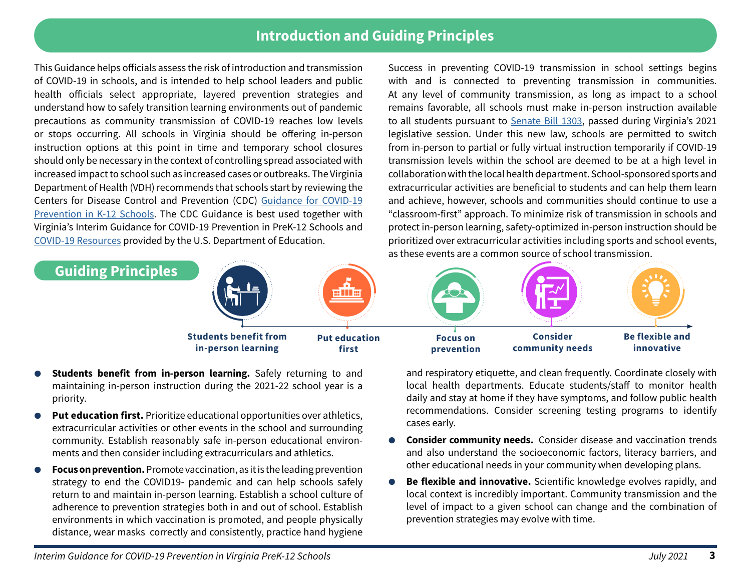# Introduction and Guiding Principles

This Guidance helps officials assess the risk of introduction and transmission of COVID-19 in schools, and is intended to help school leaders and public health officials select appropriate, layered prevention strategies and understand how to safely transition learning environments out of pandemic precautions as community transmission of COVID-19 reaches low levels or stops occurring. All schools in Virginia should be offering in-person instruction options at this point in time and temporary school closures should only be necessary in the context of controlling spread associated with increased impact to school such as increased cases or outbreaks. The Virginia Department of Health (VDH) recommends that schools start by reviewing the Centers for Disease Control and Prevention (CDC) [Guidance for COVID-19 Prevention in K-12 Schools](). The CDC Guidance is best used together with Virginia's Interim Guidance for COVID-19 Prevention in PreK-12 Schools and [COVID-19 Resources]() provided by the U.S. Department of Education.

Success in preventing COVID-19 transmission in school settings begins with and is connected to preventing transmission in communities. At any level of community transmission, as long as impact to a school remains favorable, all schools must make in-person instruction available to all students pursuant to [Senate Bill 1303](), passed during Virginia's 2021 legislative session. Under this new law, schools are permitted to switch from in-person to partial or fully virtual instruction temporarily if COVID-19 transmission levels within the school are deemed to be at a high level in collaboration with the local health department. School-sponsored sports and extracurricular activities are beneficial to students and can help them learn and achieve, however, schools and communities should continue to use a "classroom-first" approach. To minimize risk of transmission in schools and protect in-person learning, safety-optimized in-person instruction should be prioritized over extracurricular activities including sports and school events, as these events are a common source of school transmission.

## Guiding Principles

Students benefit from in-person learning — Put education first — Focus on prevention — Consider community needs — Be flexible and innovative

- **Students benefit from in-person learning.** Safely returning to and maintaining in-person instruction during the 2021-22 school year is a priority.
- **Put education first.** Prioritize educational opportunities over athletics, extracurricular activities or other events in the school and surrounding community. Establish reasonably safe in-person educational environments and then consider including extracurriculars and athletics.
- **Focus on prevention.** Promote vaccination, as it is the leading prevention strategy to end the COVID19- pandemic and can help schools safely return to and maintain in-person learning. Establish a school culture of adherence to prevention strategies both in and out of school. Establish environments in which vaccination is promoted, and people physically distance, wear masks correctly and consistently, practice hand hygiene and respiratory etiquette, and clean frequently. Coordinate closely with local health departments. Educate students/staff to monitor health daily and stay at home if they have symptoms, and follow public health recommendations. Consider screening testing programs to identify cases early.
- **Consider community needs.** Consider disease and vaccination trends and also understand the socioeconomic factors, literacy barriers, and other educational needs in your community when developing plans.
- **Be flexible and innovative.** Scientific knowledge evolves rapidly, and local context is incredibly important. Community transmission and the level of impact to a given school can change and the combination of prevention strategies may evolve with time.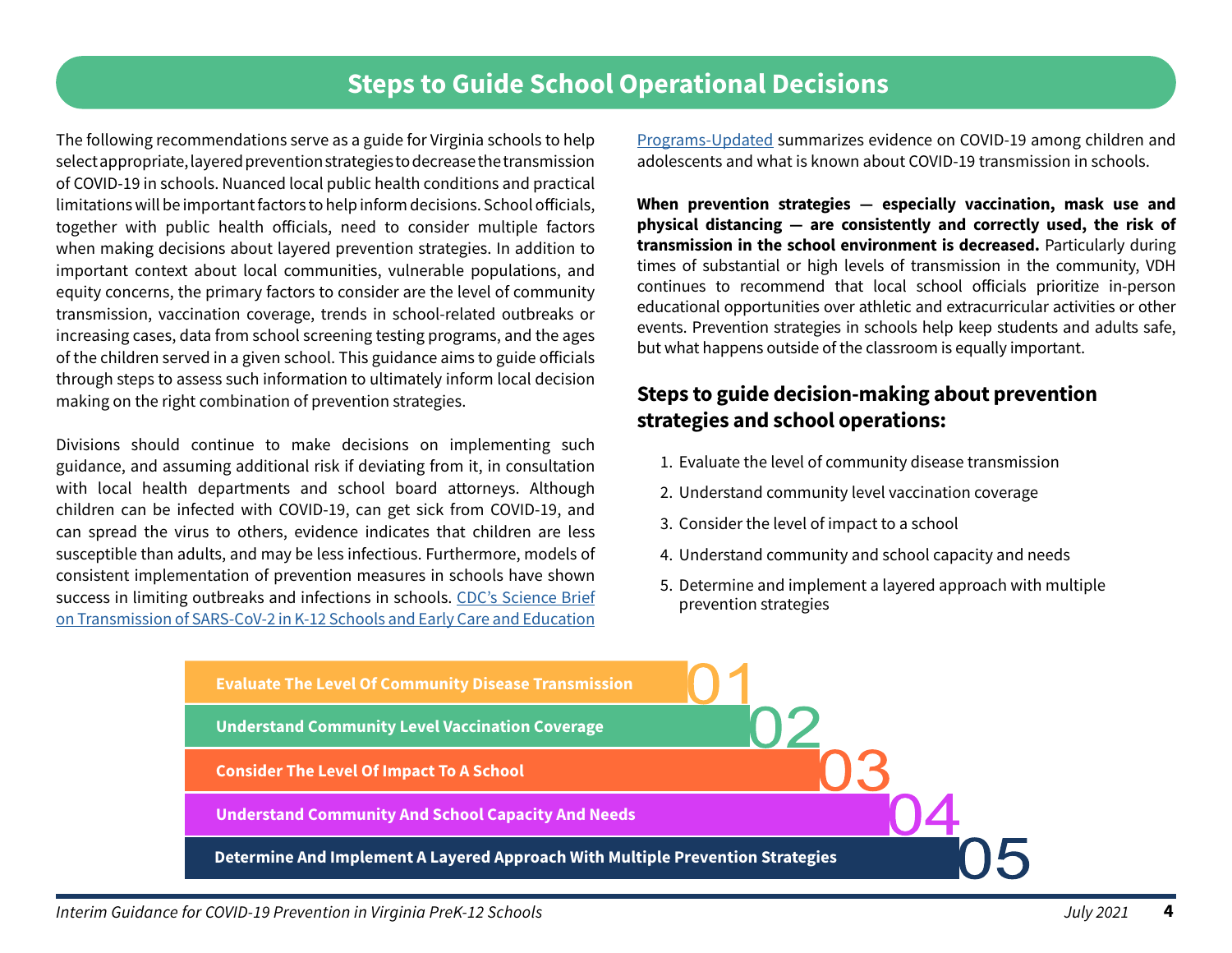# Steps to Guide School Operational Decisions

The following recommendations serve as a guide for Virginia schools to help select appropriate, layered prevention strategies to decrease the transmission of COVID-19 in schools. Nuanced local public health conditions and practical limitations will be important factors to help inform decisions. School officials, together with public health officials, need to consider multiple factors when making decisions about layered prevention strategies. In addition to important context about local communities, vulnerable populations, and equity concerns, the primary factors to consider are the level of community transmission, vaccination coverage, trends in school-related outbreaks or increasing cases, data from school screening testing programs, and the ages of the children served in a given school. This guidance aims to guide officials through steps to assess such information to ultimately inform local decision making on the right combination of prevention strategies.

Divisions should continue to make decisions on implementing such guidance, and assuming additional risk if deviating from it, in consultation with local health departments and school board attorneys. Although children can be infected with COVID-19, can get sick from COVID-19, and can spread the virus to others, evidence indicates that children are less susceptible than adults, and may be less infectious. Furthermore, models of consistent implementation of prevention measures in schools have shown success in limiting outbreaks and infections in schools. [CDC's Science Brief on Transmission of SARS-CoV-2 in K-12 Schools and Early Care and Education Programs-Updated] summarizes evidence on COVID-19 among children and adolescents and what is known about COVID-19 transmission in schools.

**When prevention strategies — especially vaccination, mask use and physical distancing — are consistently and correctly used, the risk of transmission in the school environment is decreased.** Particularly during times of substantial or high levels of transmission in the community, VDH continues to recommend that local school officials prioritize in-person educational opportunities over athletic and extracurricular activities or other events. Prevention strategies in schools help keep students and adults safe, but what happens outside of the classroom is equally important.

## Steps to guide decision-making about prevention strategies and school operations:

1. Evaluate the level of community disease transmission
2. Understand community level vaccination coverage
3. Consider the level of impact to a school
4. Understand community and school capacity and needs
5. Determine and implement a layered approach with multiple prevention strategies

**01** Evaluate The Level Of Community Disease Transmission

**02** Understand Community Level Vaccination Coverage

**03** Consider The Level Of Impact To A School

**04** Understand Community And School Capacity And Needs

**05** Determine And Implement A Layered Approach With Multiple Prevention Strategies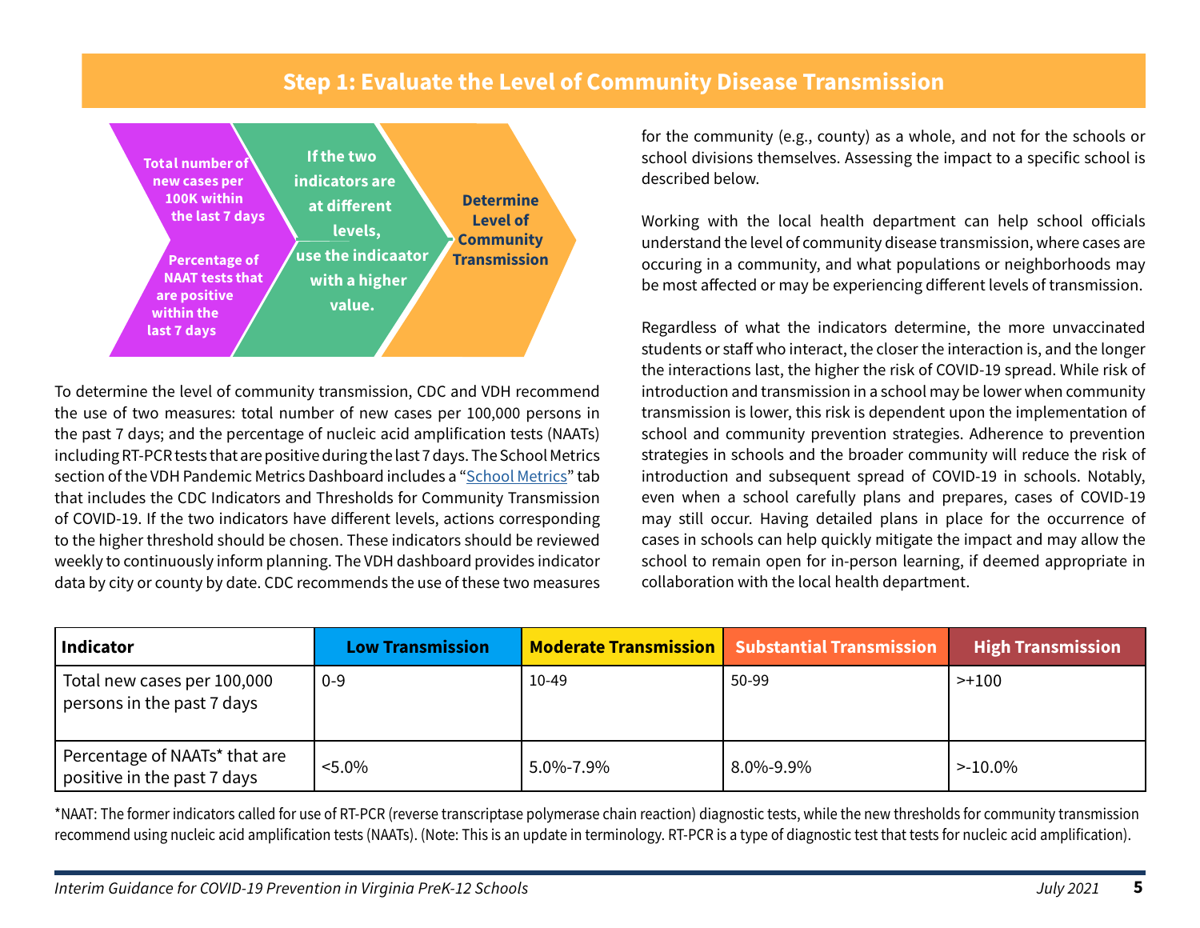## Step 1: Evaluate the Level of Community Disease Transmission

Total number of new cases per 100K within the last 7 days

Percentage of NAAT tests that are positive within the last 7 days

If the two indicators are at different levels, use the indicaator with a higher value.

Determine Level of Community Transmission

To determine the level of community transmission, CDC and VDH recommend the use of two measures: total number of new cases per 100,000 persons in the past 7 days; and the percentage of nucleic acid amplification tests (NAATs) including RT-PCR tests that are positive during the last 7 days. The School Metrics section of the VDH Pandemic Metrics Dashboard includes a "School Metrics" tab that includes the CDC Indicators and Thresholds for Community Transmission of COVID-19. If the two indicators have different levels, actions corresponding to the higher threshold should be chosen. These indicators should be reviewed weekly to continuously inform planning. The VDH dashboard provides indicator data by city or county by date. CDC recommends the use of these two measures for the community (e.g., county) as a whole, and not for the schools or school divisions themselves. Assessing the impact to a specific school is described below.

Working with the local health department can help school officials understand the level of community disease transmission, where cases are occuring in a community, and what populations or neighborhoods may be most affected or may be experiencing different levels of transmission.

Regardless of what the indicators determine, the more unvaccinated students or staff who interact, the closer the interaction is, and the longer the interactions last, the higher the risk of COVID-19 spread. While risk of introduction and transmission in a school may be lower when community transmission is lower, this risk is dependent upon the implementation of school and community prevention strategies. Adherence to prevention strategies in schools and the broader community will reduce the risk of introduction and subsequent spread of COVID-19 in schools. Notably, even when a school carefully plans and prepares, cases of COVID-19 may still occur. Having detailed plans in place for the occurrence of cases in schools can help quickly mitigate the impact and may allow the school to remain open for in-person learning, if deemed appropriate in collaboration with the local health department.

| Indicator | Low Transmission | Moderate Transmission | Substantial Transmission | High Transmission |
|---|---|---|---|---|
| Total new cases per 100,000 persons in the past 7 days | 0-9 | 10-49 | 50-99 | >+100 |
| Percentage of NAATs* that are positive in the past 7 days | <5.0% | 5.0%-7.9% | 8.0%-9.9% | >-10.0% |

*NAAT: The former indicators called for use of RT-PCR (reverse transcriptase polymerase chain reaction) diagnostic tests, while the new thresholds for community transmission recommend using nucleic acid amplification tests (NAATs). (Note: This is an update in terminology. RT-PCR is a type of diagnostic test that tests for nucleic acid amplification).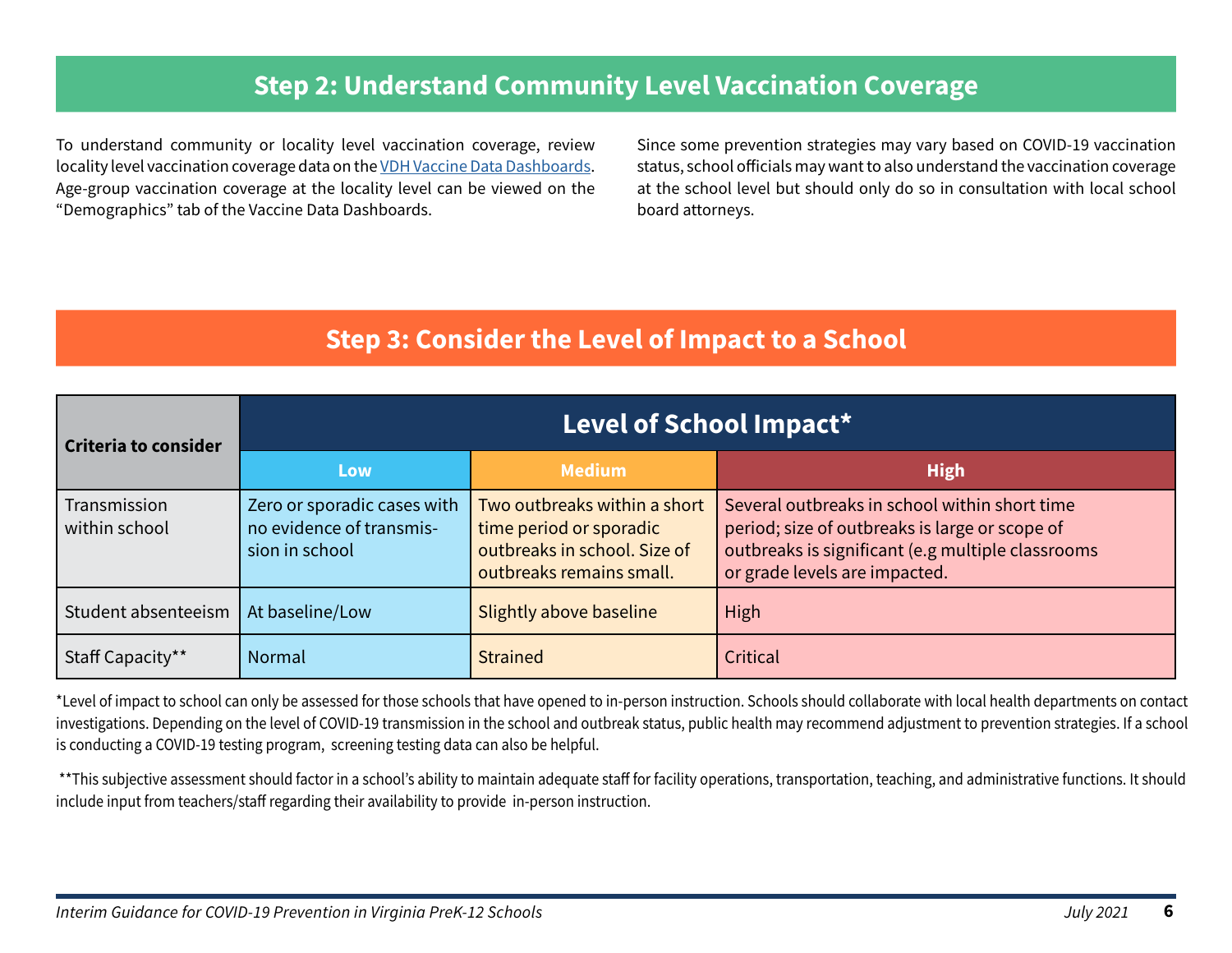## Step 2: Understand Community Level Vaccination Coverage

To understand community or locality level vaccination coverage, review locality level vaccination coverage data on the [VDH Vaccine Data Dashboards](). Age-group vaccination coverage at the locality level can be viewed on the “Demographics” tab of the Vaccine Data Dashboards.

Since some prevention strategies may vary based on COVID-19 vaccination status, school officials may want to also understand the vaccination coverage at the school level but should only do so in consultation with local school board attorneys.

## Step 3: Consider the Level of Impact to a School

| **Criteria to consider** | **Level of School Impact*** | | |
|---|---|---|---|
| | **Low** | **Medium** | **High** |
| Transmission within school | Zero or sporadic cases with no evidence of transmission in school | Two outbreaks within a short time period or sporadic outbreaks in school. Size of outbreaks remains small. | Several outbreaks in school within short time period; size of outbreaks is large or scope of outbreaks is significant (e.g multiple classrooms or grade levels are impacted. |
| Student absenteeism | At baseline/Low | Slightly above baseline | High |
| Staff Capacity** | Normal | Strained | Critical |

*Level of impact to school can only be assessed for those schools that have opened to in-person instruction. Schools should collaborate with local health departments on contact investigations. Depending on the level of COVID-19 transmission in the school and outbreak status, public health may recommend adjustment to prevention strategies. If a school is conducting a COVID-19 testing program, screening testing data can also be helpful.

**This subjective assessment should factor in a school’s ability to maintain adequate staff for facility operations, transportation, teaching, and administrative functions. It should include input from teachers/staff regarding their availability to provide in-person instruction.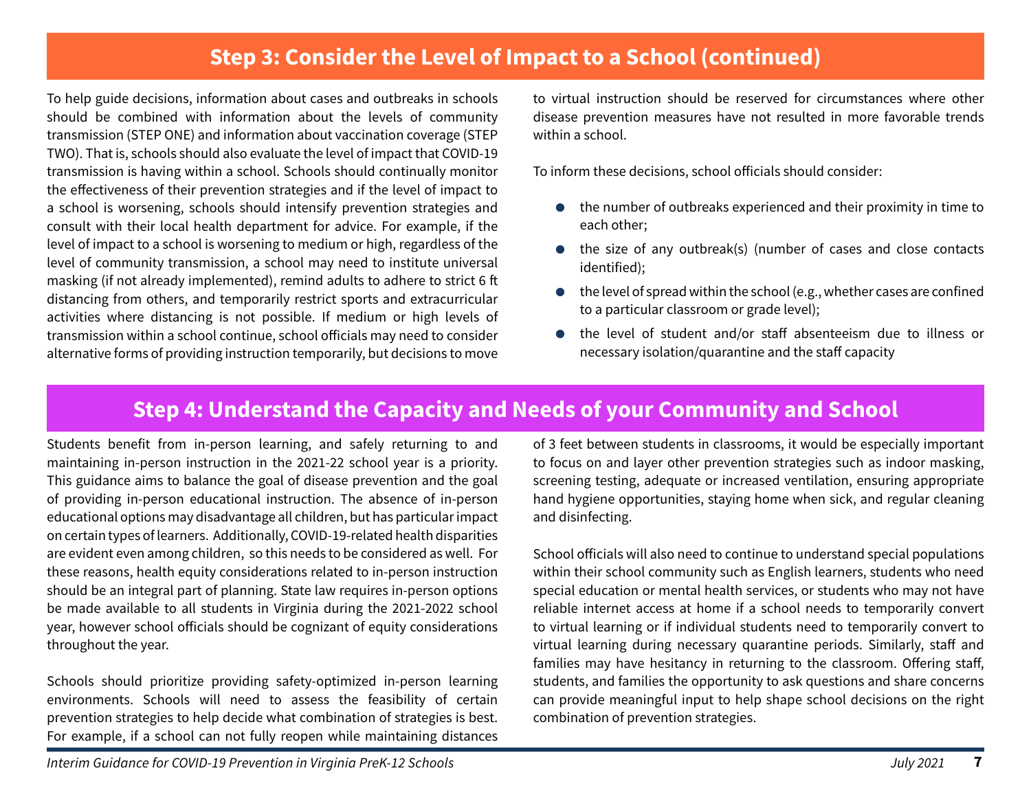## Step 3: Consider the Level of Impact to a School (continued)

To help guide decisions, information about cases and outbreaks in schools should be combined with information about the levels of community transmission (STEP ONE) and information about vaccination coverage (STEP TWO). That is, schools should also evaluate the level of impact that COVID-19 transmission is having within a school. Schools should continually monitor the effectiveness of their prevention strategies and if the level of impact to a school is worsening, schools should intensify prevention strategies and consult with their local health department for advice. For example, if the level of impact to a school is worsening to medium or high, regardless of the level of community transmission, a school may need to institute universal masking (if not already implemented), remind adults to adhere to strict 6 ft distancing from others, and temporarily restrict sports and extracurricular activities where distancing is not possible. If medium or high levels of transmission within a school continue, school officials may need to consider alternative forms of providing instruction temporarily, but decisions to move to virtual instruction should be reserved for circumstances where other disease prevention measures have not resulted in more favorable trends within a school.

To inform these decisions, school officials should consider:

- the number of outbreaks experienced and their proximity in time to each other;
- the size of any outbreak(s) (number of cases and close contacts identified);
- the level of spread within the school (e.g., whether cases are confined to a particular classroom or grade level);
- the level of student and/or staff absenteeism due to illness or necessary isolation/quarantine and the staff capacity

## Step 4: Understand the Capacity and Needs of your Community and School

Students benefit from in-person learning, and safely returning to and maintaining in-person instruction in the 2021-22 school year is a priority. This guidance aims to balance the goal of disease prevention and the goal of providing in-person educational instruction. The absence of in-person educational options may disadvantage all children, but has particular impact on certain types of learners. Additionally, COVID-19-related health disparities are evident even among children, so this needs to be considered as well. For these reasons, health equity considerations related to in-person instruction should be an integral part of planning. State law requires in-person options be made available to all students in Virginia during the 2021-2022 school year, however school officials should be cognizant of equity considerations throughout the year.

Schools should prioritize providing safety-optimized in-person learning environments. Schools will need to assess the feasibility of certain prevention strategies to help decide what combination of strategies is best. For example, if a school can not fully reopen while maintaining distances of 3 feet between students in classrooms, it would be especially important to focus on and layer other prevention strategies such as indoor masking, screening testing, adequate or increased ventilation, ensuring appropriate hand hygiene opportunities, staying home when sick, and regular cleaning and disinfecting.

School officials will also need to continue to understand special populations within their school community such as English learners, students who need special education or mental health services, or students who may not have reliable internet access at home if a school needs to temporarily convert to virtual learning or if individual students need to temporarily convert to virtual learning during necessary quarantine periods. Similarly, staff and families may have hesitancy in returning to the classroom. Offering staff, students, and families the opportunity to ask questions and share concerns can provide meaningful input to help shape school decisions on the right combination of prevention strategies.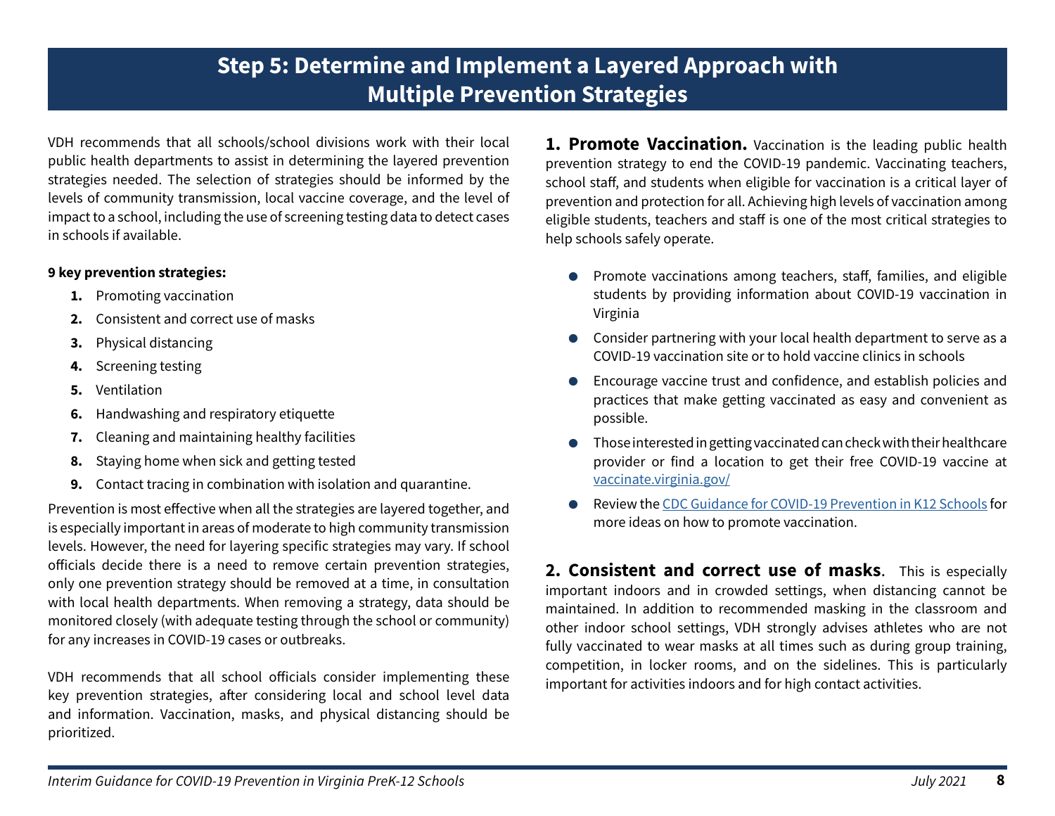# Step 5: Determine and Implement a Layered Approach with Multiple Prevention Strategies

VDH recommends that all schools/school divisions work with their local public health departments to assist in determining the layered prevention strategies needed. The selection of strategies should be informed by the levels of community transmission, local vaccine coverage, and the level of impact to a school, including the use of screening testing data to detect cases in schools if available.

**9 key prevention strategies:**

1. Promoting vaccination
2. Consistent and correct use of masks
3. Physical distancing
4. Screening testing
5. Ventilation
6. Handwashing and respiratory etiquette
7. Cleaning and maintaining healthy facilities
8. Staying home when sick and getting tested
9. Contact tracing in combination with isolation and quarantine.

Prevention is most effective when all the strategies are layered together, and is especially important in areas of moderate to high community transmission levels. However, the need for layering specific strategies may vary. If school officials decide there is a need to remove certain prevention strategies, only one prevention strategy should be removed at a time, in consultation with local health departments. When removing a strategy, data should be monitored closely (with adequate testing through the school or community) for any increases in COVID-19 cases or outbreaks.

VDH recommends that all school officials consider implementing these key prevention strategies, after considering local and school level data and information. Vaccination, masks, and physical distancing should be prioritized.

**1. Promote Vaccination.** Vaccination is the leading public health prevention strategy to end the COVID-19 pandemic. Vaccinating teachers, school staff, and students when eligible for vaccination is a critical layer of prevention and protection for all. Achieving high levels of vaccination among eligible students, teachers and staff is one of the most critical strategies to help schools safely operate.

- Promote vaccinations among teachers, staff, families, and eligible students by providing information about COVID-19 vaccination in Virginia
- Consider partnering with your local health department to serve as a COVID-19 vaccination site or to hold vaccine clinics in schools
- Encourage vaccine trust and confidence, and establish policies and practices that make getting vaccinated as easy and convenient as possible.
- Those interested in getting vaccinated can check with their healthcare provider or find a location to get their free COVID-19 vaccine at vaccinate.virginia.gov/
- Review the CDC Guidance for COVID-19 Prevention in K12 Schools for more ideas on how to promote vaccination.

**2. Consistent and correct use of masks**. This is especially important indoors and in crowded settings, when distancing cannot be maintained. In addition to recommended masking in the classroom and other indoor school settings, VDH strongly advises athletes who are not fully vaccinated to wear masks at all times such as during group training, competition, in locker rooms, and on the sidelines. This is particularly important for activities indoors and for high contact activities.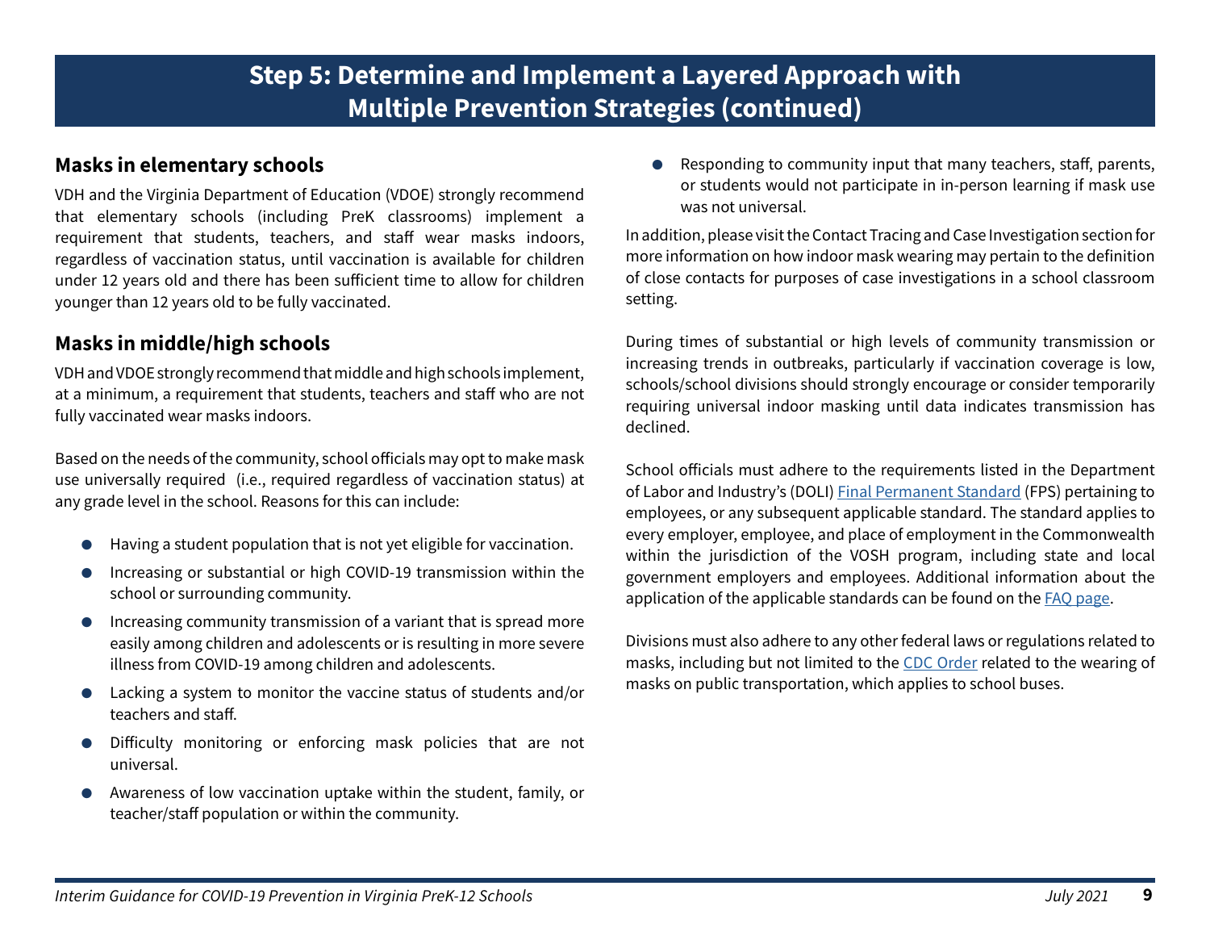## Step 5: Determine and Implement a Layered Approach with Multiple Prevention Strategies (continued)

### Masks in elementary schools

VDH and the Virginia Department of Education (VDOE) strongly recommend that elementary schools (including PreK classrooms) implement a requirement that students, teachers, and staff wear masks indoors, regardless of vaccination status, until vaccination is available for children under 12 years old and there has been sufficient time to allow for children younger than 12 years old to be fully vaccinated.

### Masks in middle/high schools

VDH and VDOE strongly recommend that middle and high schools implement, at a minimum, a requirement that students, teachers and staff who are not fully vaccinated wear masks indoors.

Based on the needs of the community, school officials may opt to make mask use universally required (i.e., required regardless of vaccination status) at any grade level in the school. Reasons for this can include:

- Having a student population that is not yet eligible for vaccination.
- Increasing or substantial or high COVID-19 transmission within the school or surrounding community.
- Increasing community transmission of a variant that is spread more easily among children and adolescents or is resulting in more severe illness from COVID-19 among children and adolescents.
- Lacking a system to monitor the vaccine status of students and/or teachers and staff.
- Difficulty monitoring or enforcing mask policies that are not universal.
- Awareness of low vaccination uptake within the student, family, or teacher/staff population or within the community.
- Responding to community input that many teachers, staff, parents, or students would not participate in in-person learning if mask use was not universal.

In addition, please visit the Contact Tracing and Case Investigation section for more information on how indoor mask wearing may pertain to the definition of close contacts for purposes of case investigations in a school classroom setting.

During times of substantial or high levels of community transmission or increasing trends in outbreaks, particularly if vaccination coverage is low, schools/school divisions should strongly encourage or consider temporarily requiring universal indoor masking until data indicates transmission has declined.

School officials must adhere to the requirements listed in the Department of Labor and Industry's (DOLI) Final Permanent Standard (FPS) pertaining to employees, or any subsequent applicable standard. The standard applies to every employer, employee, and place of employment in the Commonwealth within the jurisdiction of the VOSH program, including state and local government employers and employees. Additional information about the application of the applicable standards can be found on the FAQ page.

Divisions must also adhere to any other federal laws or regulations related to masks, including but not limited to the CDC Order related to the wearing of masks on public transportation, which applies to school buses.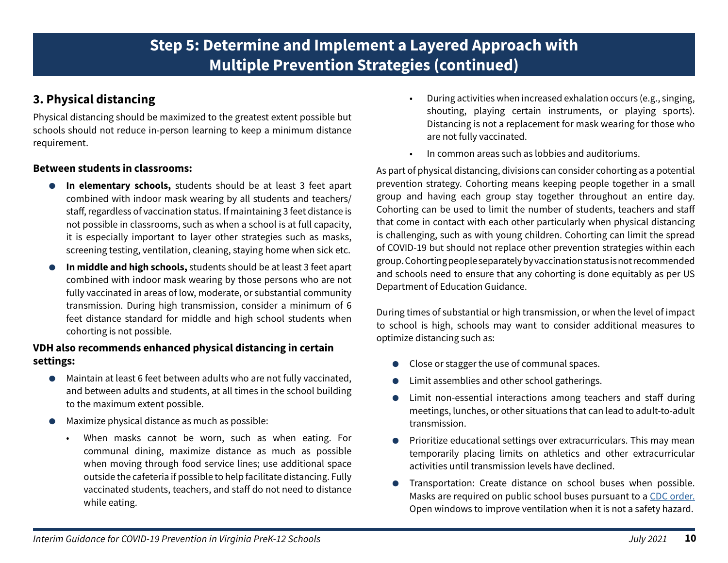# Step 5: Determine and Implement a Layered Approach with Multiple Prevention Strategies (continued)

## 3. Physical distancing

Physical distancing should be maximized to the greatest extent possible but schools should not reduce in-person learning to keep a minimum distance requirement.

**Between students in classrooms:**

- **In elementary schools,** students should be at least 3 feet apart combined with indoor mask wearing by all students and teachers/staff, regardless of vaccination status. If maintaining 3 feet distance is not possible in classrooms, such as when a school is at full capacity, it is especially important to layer other strategies such as masks, screening testing, ventilation, cleaning, staying home when sick etc.
- **In middle and high schools,** students should be at least 3 feet apart combined with indoor mask wearing by those persons who are not fully vaccinated in areas of low, moderate, or substantial community transmission. During high transmission, consider a minimum of 6 feet distance standard for middle and high school students when cohorting is not possible.

**VDH also recommends enhanced physical distancing in certain settings:**

- Maintain at least 6 feet between adults who are not fully vaccinated, and between adults and students, at all times in the school building to the maximum extent possible.
- Maximize physical distance as much as possible:
    - When masks cannot be worn, such as when eating. For communal dining, maximize distance as much as possible when moving through food service lines; use additional space outside the cafeteria if possible to help facilitate distancing. Fully vaccinated students, teachers, and staff do not need to distance while eating.
    - During activities when increased exhalation occurs (e.g., singing, shouting, playing certain instruments, or playing sports). Distancing is not a replacement for mask wearing for those who are not fully vaccinated.
    - In common areas such as lobbies and auditoriums.

As part of physical distancing, divisions can consider cohorting as a potential prevention strategy. Cohorting means keeping people together in a small group and having each group stay together throughout an entire day. Cohorting can be used to limit the number of students, teachers and staff that come in contact with each other particularly when physical distancing is challenging, such as with young children. Cohorting can limit the spread of COVID-19 but should not replace other prevention strategies within each group. Cohorting people separately by vaccination status is not recommended and schools need to ensure that any cohorting is done equitably as per US Department of Education Guidance.

During times of substantial or high transmission, or when the level of impact to school is high, schools may want to consider additional measures to optimize distancing such as:

- Close or stagger the use of communal spaces.
- Limit assemblies and other school gatherings.
- Limit non-essential interactions among teachers and staff during meetings, lunches, or other situations that can lead to adult-to-adult transmission.
- Prioritize educational settings over extracurriculars. This may mean temporarily placing limits on athletics and other extracurricular activities until transmission levels have declined.
- Transportation: Create distance on school buses when possible. Masks are required on public school buses pursuant to a [CDC order.](#) Open windows to improve ventilation when it is not a safety hazard.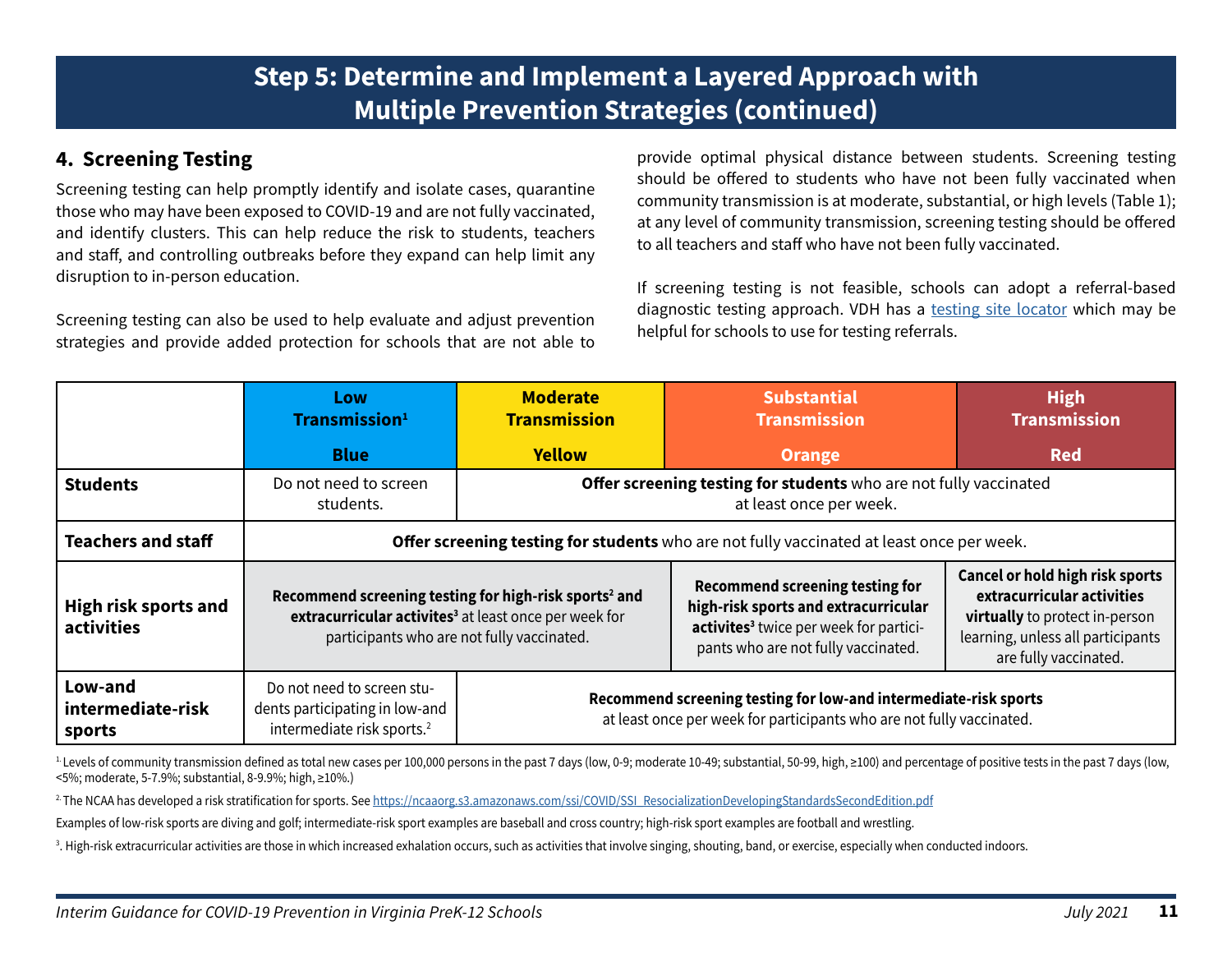# Step 5: Determine and Implement a Layered Approach with Multiple Prevention Strategies (continued)

## 4. Screening Testing

Screening testing can help promptly identify and isolate cases, quarantine those who may have been exposed to COVID-19 and are not fully vaccinated, and identify clusters. This can help reduce the risk to students, teachers and staff, and controlling outbreaks before they expand can help limit any disruption to in-person education.

Screening testing can also be used to help evaluate and adjust prevention strategies and provide added protection for schools that are not able to provide optimal physical distance between students. Screening testing should be offered to students who have not been fully vaccinated when community transmission is at moderate, substantial, or high levels (Table 1); at any level of community transmission, screening testing should be offered to all teachers and staff who have not been fully vaccinated.

If screening testing is not feasible, schools can adopt a referral-based diagnostic testing approach. VDH has a testing site locator which may be helpful for schools to use for testing referrals.

| | Low Transmission[1] Blue | Moderate Transmission Yellow | Substantial Transmission Orange | High Transmission Red |
|---|---|---|---|---|
| **Students** | Do not need to screen students. | **Offer screening testing for students** who are not fully vaccinated at least once per week. | | |
| **Teachers and staff** | **Offer screening testing for students** who are not fully vaccinated at least once per week. | | | |
| **High risk sports and activities** | **Recommend screening testing for high-risk sports[2] and extracurricular activites[3]** at least once per week for participants who are not fully vaccinated. | | **Recommend screening testing for high-risk sports and extracurricular activites[3]** twice per week for participants who are not fully vaccinated. | **Cancel or hold high risk sports extracurricular activities virtually** to protect in-person learning, unless all participants are fully vaccinated. |
| **Low-and intermediate-risk sports** | Do not need to screen students participating in low-and intermediate risk sports.[2] | **Recommend screening testing for low-and intermediate-risk sports** at least once per week for participants who are not fully vaccinated. | | |

[1] Levels of community transmission defined as total new cases per 100,000 persons in the past 7 days (low, 0-9; moderate 10-49; substantial, 50-99, high, ≥100) and percentage of positive tests in the past 7 days (low, <5%; moderate, 5-7.9%; substantial, 8-9.9%; high, ≥10%.)

[2] The NCAA has developed a risk stratification for sports. See https://ncaaorg.s3.amazonaws.com/ssi/COVID/SSI_ResocializationDevelopingStandardsSecondEdition.pdf

Examples of low-risk sports are diving and golf; intermediate-risk sport examples are baseball and cross country; high-risk sport examples are football and wrestling.

[3]. High-risk extracurricular activities are those in which increased exhalation occurs, such as activities that involve singing, shouting, band, or exercise, especially when conducted indoors.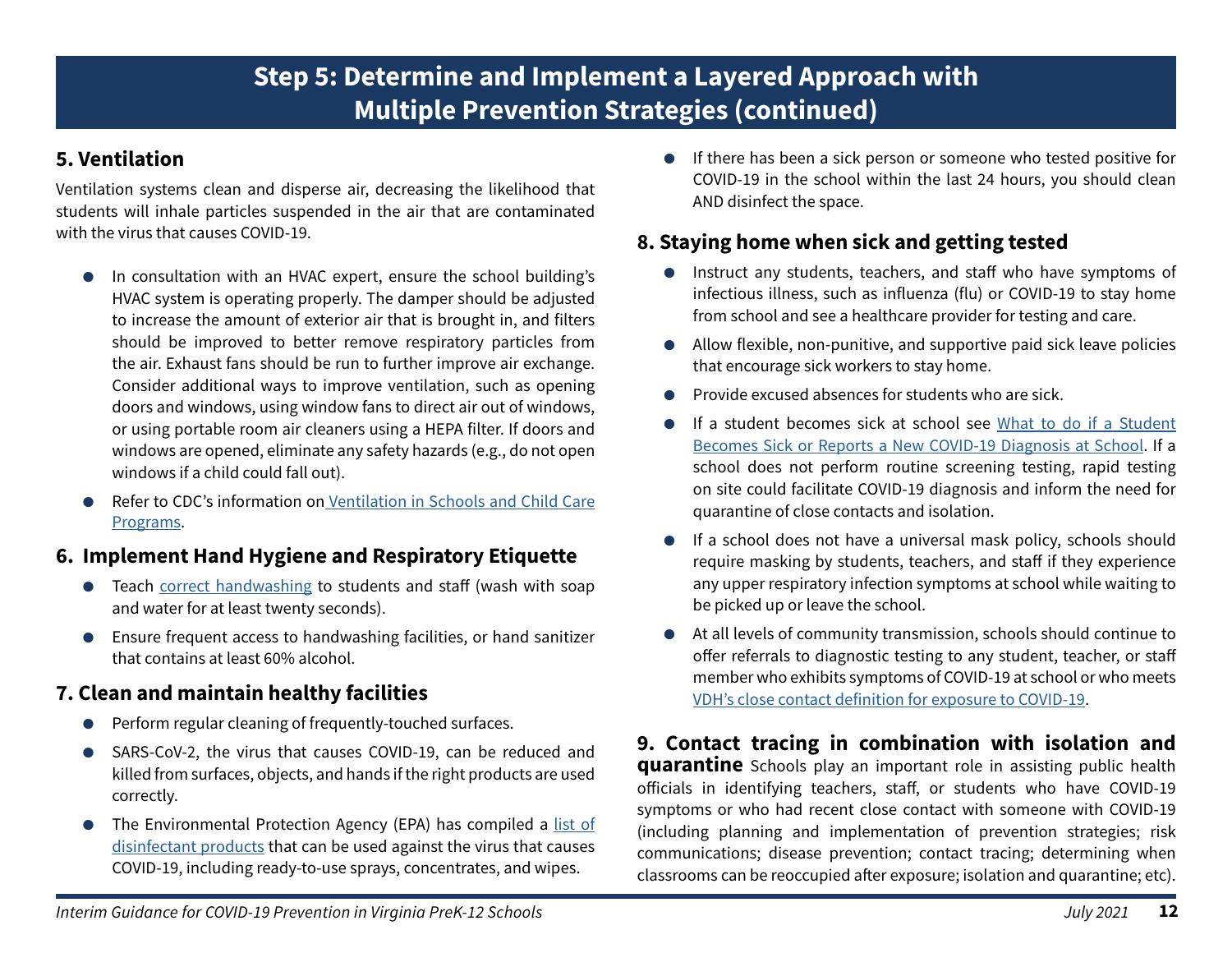# Step 5: Determine and Implement a Layered Approach with Multiple Prevention Strategies (continued)

## 5. Ventilation

Ventilation systems clean and disperse air, decreasing the likelihood that students will inhale particles suspended in the air that are contaminated with the virus that causes COVID-19.

- In consultation with an HVAC expert, ensure the school building's HVAC system is operating properly. The damper should be adjusted to increase the amount of exterior air that is brought in, and filters should be improved to better remove respiratory particles from the air. Exhaust fans should be run to further improve air exchange. Consider additional ways to improve ventilation, such as opening doors and windows, using window fans to direct air out of windows, or using portable room air cleaners using a HEPA filter. If doors and windows are opened, eliminate any safety hazards (e.g., do not open windows if a child could fall out).
- Refer to CDC's information on [Ventilation in Schools and Child Care Programs](#).

## 6. Implement Hand Hygiene and Respiratory Etiquette

- Teach [correct handwashing](#) to students and staff (wash with soap and water for at least twenty seconds).
- Ensure frequent access to handwashing facilities, or hand sanitizer that contains at least 60% alcohol.

## 7. Clean and maintain healthy facilities

- Perform regular cleaning of frequently-touched surfaces.
- SARS-CoV-2, the virus that causes COVID-19, can be reduced and killed from surfaces, objects, and hands if the right products are used correctly.
- The Environmental Protection Agency (EPA) has compiled a [list of disinfectant products](#) that can be used against the virus that causes COVID-19, including ready-to-use sprays, concentrates, and wipes.
- If there has been a sick person or someone who tested positive for COVID-19 in the school within the last 24 hours, you should clean AND disinfect the space.

## 8. Staying home when sick and getting tested

- Instruct any students, teachers, and staff who have symptoms of infectious illness, such as influenza (flu) or COVID-19 to stay home from school and see a healthcare provider for testing and care.
- Allow flexible, non-punitive, and supportive paid sick leave policies that encourage sick workers to stay home.
- Provide excused absences for students who are sick.
- If a student becomes sick at school see [What to do if a Student Becomes Sick or Reports a New COVID-19 Diagnosis at School](#). If a school does not perform routine screening testing, rapid testing on site could facilitate COVID-19 diagnosis and inform the need for quarantine of close contacts and isolation.
- If a school does not have a universal mask policy, schools should require masking by students, teachers, and staff if they experience any upper respiratory infection symptoms at school while waiting to be picked up or leave the school.
- At all levels of community transmission, schools should continue to offer referrals to diagnostic testing to any student, teacher, or staff member who exhibits symptoms of COVID-19 at school or who meets [VDH's close contact definition for exposure to COVID-19](#).

## 9. Contact tracing in combination with isolation and quarantine

Schools play an important role in assisting public health officials in identifying teachers, staff, or students who have COVID-19 symptoms or who had recent close contact with someone with COVID-19 (including planning and implementation of prevention strategies; risk communications; disease prevention; contact tracing; determining when classrooms can be reoccupied after exposure; isolation and quarantine; etc).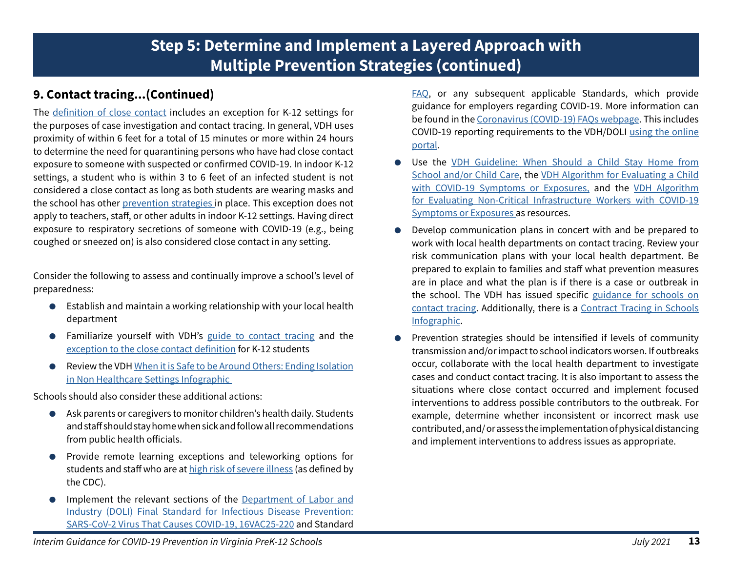## Step 5: Determine and Implement a Layered Approach with Multiple Prevention Strategies (continued)

### 9. Contact tracing...(Continued)

The definition of close contact includes an exception for K-12 settings for the purposes of case investigation and contact tracing. In general, VDH uses proximity of within 6 feet for a total of 15 minutes or more within 24 hours to determine the need for quarantining persons who have had close contact exposure to someone with suspected or confirmed COVID-19. In indoor K-12 settings, a student who is within 3 to 6 feet of an infected student is not considered a close contact as long as both students are wearing masks and the school has other prevention strategies in place. This exception does not apply to teachers, staff, or other adults in indoor K-12 settings. Having direct exposure to respiratory secretions of someone with COVID-19 (e.g., being coughed or sneezed on) is also considered close contact in any setting.

Consider the following to assess and continually improve a school's level of preparedness:

- Establish and maintain a working relationship with your local health department
- Familiarize yourself with VDH's guide to contact tracing and the exception to the close contact definition for K-12 students
- Review the VDH When it is Safe to be Around Others: Ending Isolation in Non Healthcare Settings Infographic

Schools should also consider these additional actions:

- Ask parents or caregivers to monitor children's health daily. Students and staff should stay home when sick and follow all recommendations from public health officials.
- Provide remote learning exceptions and teleworking options for students and staff who are at high risk of severe illness (as defined by the CDC).
- Implement the relevant sections of the Department of Labor and Industry (DOLI) Final Standard for Infectious Disease Prevention: SARS-CoV-2 Virus That Causes COVID-19, 16VAC25-220 and Standard FAQ, or any subsequent applicable Standards, which provide guidance for employers regarding COVID-19. More information can be found in the Coronavirus (COVID-19) FAQs webpage. This includes COVID-19 reporting requirements to the VDH/DOLI using the online portal.
- Use the VDH Guideline: When Should a Child Stay Home from School and/or Child Care, the VDH Algorithm for Evaluating a Child with COVID-19 Symptoms or Exposures, and the VDH Algorithm for Evaluating Non-Critical Infrastructure Workers with COVID-19 Symptoms or Exposures as resources.
- Develop communication plans in concert with and be prepared to work with local health departments on contact tracing. Review your risk communication plans with your local health department. Be prepared to explain to families and staff what prevention measures are in place and what the plan is if there is a case or outbreak in the school. The VDH has issued specific guidance for schools on contact tracing. Additionally, there is a Contract Tracing in Schools Infographic.
- Prevention strategies should be intensified if levels of community transmission and/or impact to school indicators worsen. If outbreaks occur, collaborate with the local health department to investigate cases and conduct contact tracing. It is also important to assess the situations where close contact occurred and implement focused interventions to address possible contributors to the outbreak. For example, determine whether inconsistent or incorrect mask use contributed, and/or assess the implementation of physical distancing and implement interventions to address issues as appropriate.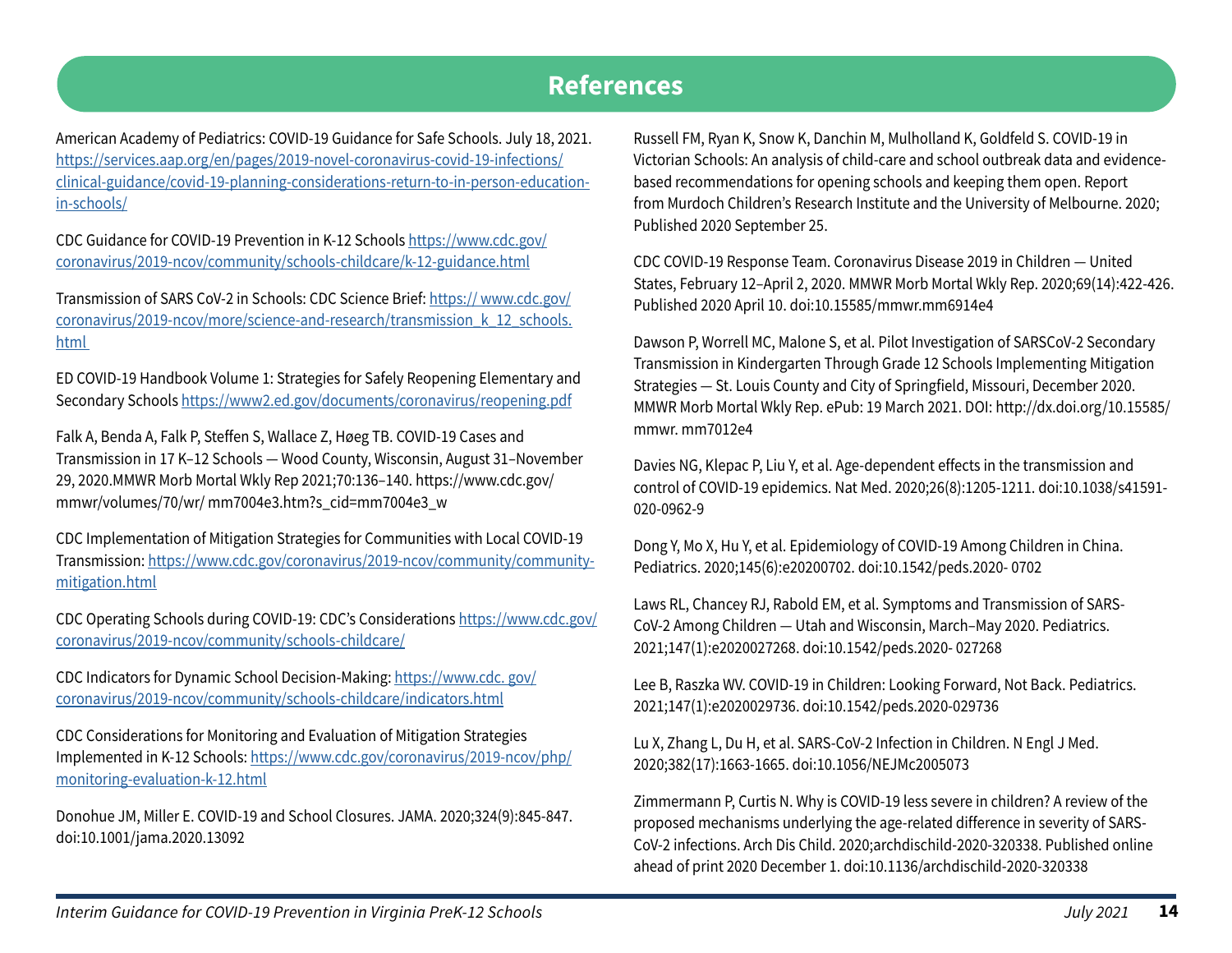# References

American Academy of Pediatrics: COVID-19 Guidance for Safe Schools. July 18, 2021. https://services.aap.org/en/pages/2019-novel-coronavirus-covid-19-infections/clinical-guidance/covid-19-planning-considerations-return-to-in-person-education-in-schools/

CDC Guidance for COVID-19 Prevention in K-12 Schools https://www.cdc.gov/coronavirus/2019-ncov/community/schools-childcare/k-12-guidance.html

Transmission of SARS CoV-2 in Schools: CDC Science Brief: https:// www.cdc.gov/coronavirus/2019-ncov/more/science-and-research/transmission_k_12_schools.html

ED COVID-19 Handbook Volume 1: Strategies for Safely Reopening Elementary and Secondary Schools https://www2.ed.gov/documents/coronavirus/reopening.pdf

Falk A, Benda A, Falk P, Steffen S, Wallace Z, Høeg TB. COVID-19 Cases and Transmission in 17 K–12 Schools — Wood County, Wisconsin, August 31–November 29, 2020.MMWR Morb Mortal Wkly Rep 2021;70:136–140. https://www.cdc.gov/mmwr/volumes/70/wr/ mm7004e3.htm?s_cid=mm7004e3_w

CDC Implementation of Mitigation Strategies for Communities with Local COVID-19 Transmission: https://www.cdc.gov/coronavirus/2019-ncov/community/community-mitigation.html

CDC Operating Schools during COVID-19: CDC's Considerations https://www.cdc.gov/coronavirus/2019-ncov/community/schools-childcare/

CDC Indicators for Dynamic School Decision-Making: https://www.cdc. gov/coronavirus/2019-ncov/community/schools-childcare/indicators.html

CDC Considerations for Monitoring and Evaluation of Mitigation Strategies Implemented in K-12 Schools: https://www.cdc.gov/coronavirus/2019-ncov/php/monitoring-evaluation-k-12.html

Donohue JM, Miller E. COVID-19 and School Closures. JAMA. 2020;324(9):845-847. doi:10.1001/jama.2020.13092

Russell FM, Ryan K, Snow K, Danchin M, Mulholland K, Goldfeld S. COVID-19 in Victorian Schools: An analysis of child-care and school outbreak data and evidence-based recommendations for opening schools and keeping them open. Report from Murdoch Children's Research Institute and the University of Melbourne. 2020; Published 2020 September 25.

CDC COVID-19 Response Team. Coronavirus Disease 2019 in Children — United States, February 12–April 2, 2020. MMWR Morb Mortal Wkly Rep. 2020;69(14):422-426. Published 2020 April 10. doi:10.15585/mmwr.mm6914e4

Dawson P, Worrell MC, Malone S, et al. Pilot Investigation of SARSCoV-2 Secondary Transmission in Kindergarten Through Grade 12 Schools Implementing Mitigation Strategies — St. Louis County and City of Springfield, Missouri, December 2020. MMWR Morb Mortal Wkly Rep. ePub: 19 March 2021. DOI: http://dx.doi.org/10.15585/mmwr. mm7012e4

Davies NG, Klepac P, Liu Y, et al. Age-dependent effects in the transmission and control of COVID-19 epidemics. Nat Med. 2020;26(8):1205-1211. doi:10.1038/s41591-020-0962-9

Dong Y, Mo X, Hu Y, et al. Epidemiology of COVID-19 Among Children in China. Pediatrics. 2020;145(6):e20200702. doi:10.1542/peds.2020- 0702

Laws RL, Chancey RJ, Rabold EM, et al. Symptoms and Transmission of SARS-CoV-2 Among Children — Utah and Wisconsin, March–May 2020. Pediatrics. 2021;147(1):e2020027268. doi:10.1542/peds.2020- 027268

Lee B, Raszka WV. COVID-19 in Children: Looking Forward, Not Back. Pediatrics. 2021;147(1):e2020029736. doi:10.1542/peds.2020-029736

Lu X, Zhang L, Du H, et al. SARS-CoV-2 Infection in Children. N Engl J Med. 2020;382(17):1663-1665. doi:10.1056/NEJMc2005073

Zimmermann P, Curtis N. Why is COVID-19 less severe in children? A review of the proposed mechanisms underlying the age-related difference in severity of SARS-CoV-2 infections. Arch Dis Child. 2020;archdischild-2020-320338. Published online ahead of print 2020 December 1. doi:10.1136/archdischild-2020-320338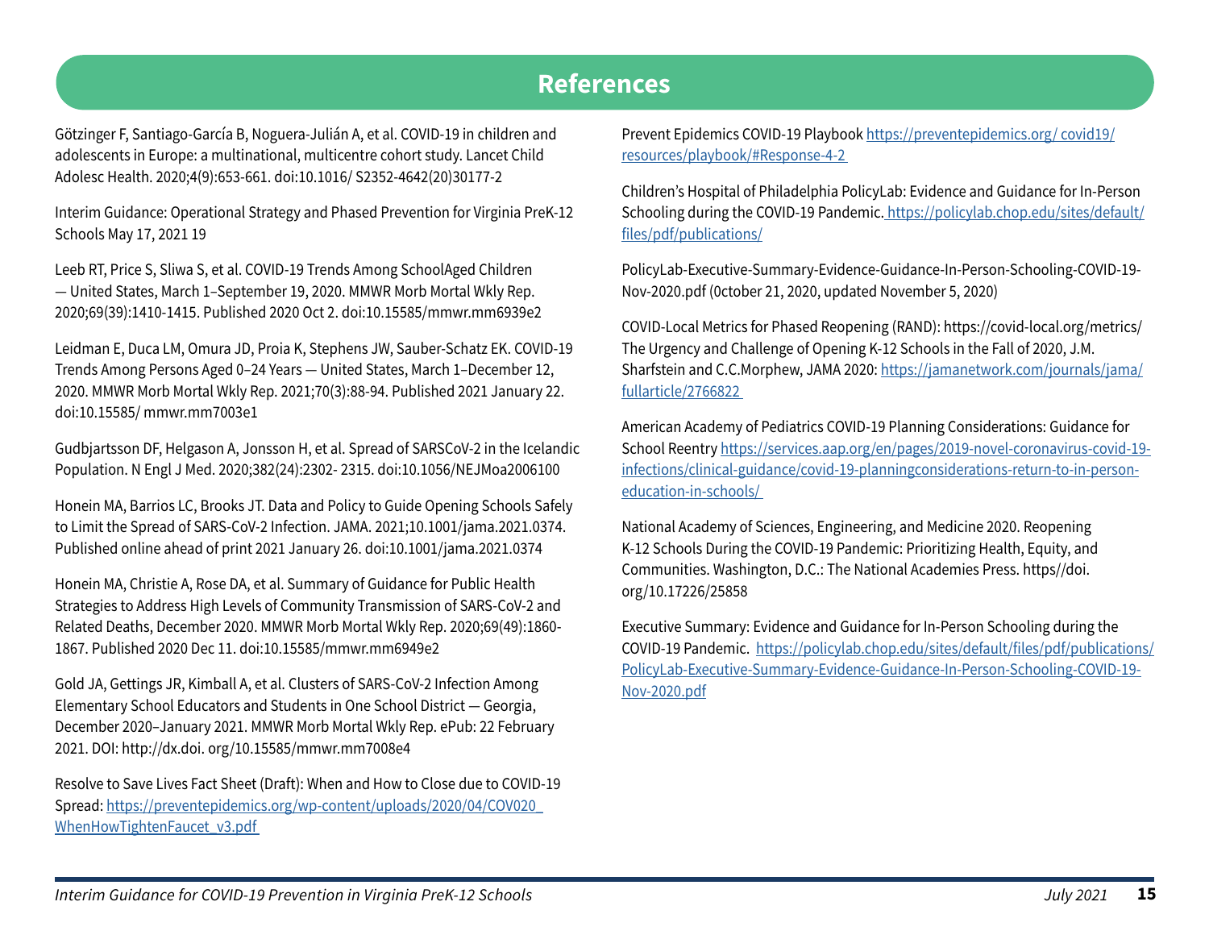# References

Götzinger F, Santiago-García B, Noguera-Julián A, et al. COVID-19 in children and adolescents in Europe: a multinational, multicentre cohort study. Lancet Child Adolesc Health. 2020;4(9):653-661. doi:10.1016/ S2352-4642(20)30177-2

Interim Guidance: Operational Strategy and Phased Prevention for Virginia PreK-12 Schools May 17, 2021 19

Leeb RT, Price S, Sliwa S, et al. COVID-19 Trends Among SchoolAged Children — United States, March 1–September 19, 2020. MMWR Morb Mortal Wkly Rep. 2020;69(39):1410-1415. Published 2020 Oct 2. doi:10.15585/mmwr.mm6939e2

Leidman E, Duca LM, Omura JD, Proia K, Stephens JW, Sauber-Schatz EK. COVID-19 Trends Among Persons Aged 0–24 Years — United States, March 1–December 12, 2020. MMWR Morb Mortal Wkly Rep. 2021;70(3):88-94. Published 2021 January 22. doi:10.15585/ mmwr.mm7003e1

Gudbjartsson DF, Helgason A, Jonsson H, et al. Spread of SARSCoV-2 in the Icelandic Population. N Engl J Med. 2020;382(24):2302- 2315. doi:10.1056/NEJMoa2006100

Honein MA, Barrios LC, Brooks JT. Data and Policy to Guide Opening Schools Safely to Limit the Spread of SARS-CoV-2 Infection. JAMA. 2021;10.1001/jama.2021.0374. Published online ahead of print 2021 January 26. doi:10.1001/jama.2021.0374

Honein MA, Christie A, Rose DA, et al. Summary of Guidance for Public Health Strategies to Address High Levels of Community Transmission of SARS-CoV-2 and Related Deaths, December 2020. MMWR Morb Mortal Wkly Rep. 2020;69(49):1860-1867. Published 2020 Dec 11. doi:10.15585/mmwr.mm6949e2

Gold JA, Gettings JR, Kimball A, et al. Clusters of SARS-CoV-2 Infection Among Elementary School Educators and Students in One School District — Georgia, December 2020–January 2021. MMWR Morb Mortal Wkly Rep. ePub: 22 February 2021. DOI: http://dx.doi. org/10.15585/mmwr.mm7008e4

Resolve to Save Lives Fact Sheet (Draft): When and How to Close due to COVID-19 Spread: https://preventepidemics.org/wp-content/uploads/2020/04/COV020_WhenHowTightenFaucet_v3.pdf

Prevent Epidemics COVID-19 Playbook https://preventepidemics.org/ covid19/resources/playbook/#Response-4-2

Children's Hospital of Philadelphia PolicyLab: Evidence and Guidance for In-Person Schooling during the COVID-19 Pandemic. https://policylab.chop.edu/sites/default/files/pdf/publications/

PolicyLab-Executive-Summary-Evidence-Guidance-In-Person-Schooling-COVID-19-Nov-2020.pdf (0ctober 21, 2020, updated November 5, 2020)

COVID-Local Metrics for Phased Reopening (RAND): https://covid-local.org/metrics/ The Urgency and Challenge of Opening K-12 Schools in the Fall of 2020, J.M. Sharfstein and C.C.Morphew, JAMA 2020: https://jamanetwork.com/journals/jama/fullarticle/2766822

American Academy of Pediatrics COVID-19 Planning Considerations: Guidance for School Reentry https://services.aap.org/en/pages/2019-novel-coronavirus-covid-19-infections/clinical-guidance/covid-19-planningconsiderations-return-to-in-person-education-in-schools/

National Academy of Sciences, Engineering, and Medicine 2020. Reopening K-12 Schools During the COVID-19 Pandemic: Prioritizing Health, Equity, and Communities. Washington, D.C.: The National Academies Press. https//doi. org/10.17226/25858

Executive Summary: Evidence and Guidance for In-Person Schooling during the COVID-19 Pandemic. https://policylab.chop.edu/sites/default/files/pdf/publications/PolicyLab-Executive-Summary-Evidence-Guidance-In-Person-Schooling-COVID-19-Nov-2020.pdf